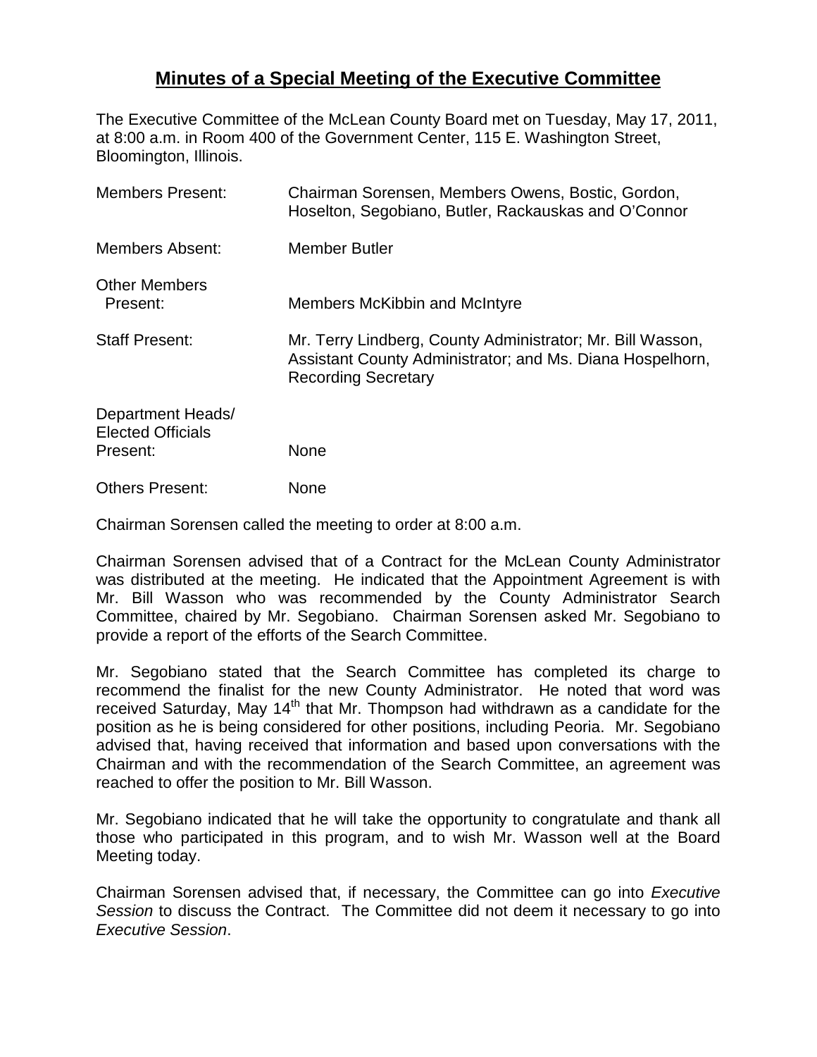# Minutes of a Special Meeting of the Executive Committee

The Executive Committee of the McLean County Board met on Tuesday, May 17, 2011, at 8:00 a.m. in Room 400 of the Government Center, 115 E. Washington Street, Bloomington, Illinois.

| | |
|---|---|
| Members Present: | Chairman Sorensen, Members Owens, Bostic, Gordon, Hoselton, Segobiano, Butler, Rackauskas and O'Connor |
| Members Absent: | Member Butler |
| Other Members Present: | Members McKibbin and McIntyre |
| Staff Present: | Mr. Terry Lindberg, County Administrator; Mr. Bill Wasson, Assistant County Administrator; and Ms. Diana Hospelhorn, Recording Secretary |
| Department Heads/ Elected Officials Present: | None |
| Others Present: | None |

Chairman Sorensen called the meeting to order at 8:00 a.m.

Chairman Sorensen advised that of a Contract for the McLean County Administrator was distributed at the meeting. He indicated that the Appointment Agreement is with Mr. Bill Wasson who was recommended by the County Administrator Search Committee, chaired by Mr. Segobiano. Chairman Sorensen asked Mr. Segobiano to provide a report of the efforts of the Search Committee.

Mr. Segobiano stated that the Search Committee has completed its charge to recommend the finalist for the new County Administrator. He noted that word was received Saturday, May 14th that Mr. Thompson had withdrawn as a candidate for the position as he is being considered for other positions, including Peoria. Mr. Segobiano advised that, having received that information and based upon conversations with the Chairman and with the recommendation of the Search Committee, an agreement was reached to offer the position to Mr. Bill Wasson.

Mr. Segobiano indicated that he will take the opportunity to congratulate and thank all those who participated in this program, and to wish Mr. Wasson well at the Board Meeting today.

Chairman Sorensen advised that, if necessary, the Committee can go into *Executive Session* to discuss the Contract. The Committee did not deem it necessary to go into *Executive Session*.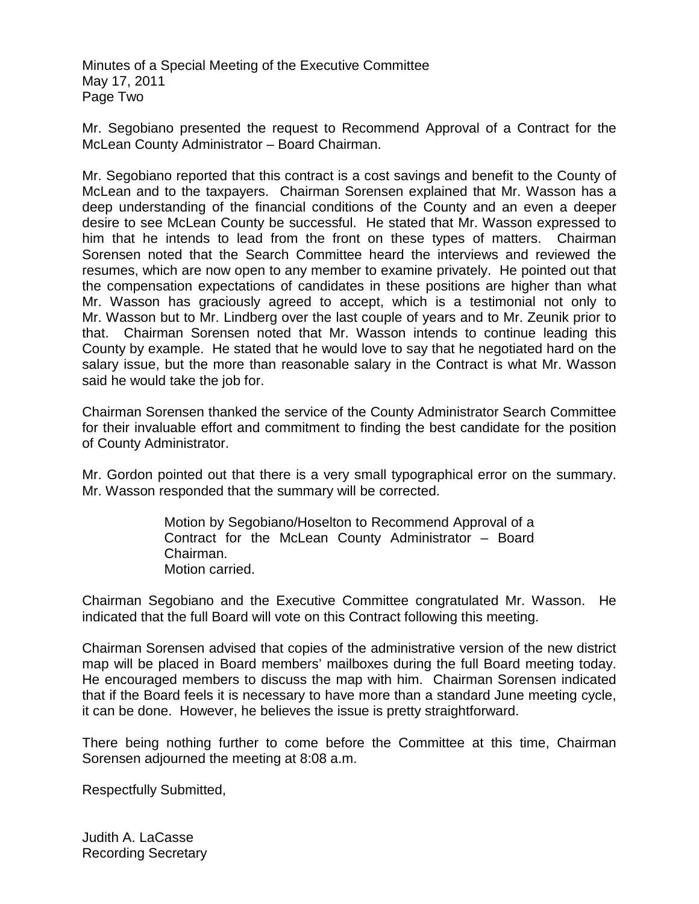Mr. Segobiano presented the request to Recommend Approval of a Contract for the McLean County Administrator – Board Chairman.

Mr. Segobiano reported that this contract is a cost savings and benefit to the County of McLean and to the taxpayers. Chairman Sorensen explained that Mr. Wasson has a deep understanding of the financial conditions of the County and an even a deeper desire to see McLean County be successful. He stated that Mr. Wasson expressed to him that he intends to lead from the front on these types of matters. Chairman Sorensen noted that the Search Committee heard the interviews and reviewed the resumes, which are now open to any member to examine privately. He pointed out that the compensation expectations of candidates in these positions are higher than what Mr. Wasson has graciously agreed to accept, which is a testimonial not only to Mr. Wasson but to Mr. Lindberg over the last couple of years and to Mr. Zeunik prior to that. Chairman Sorensen noted that Mr. Wasson intends to continue leading this County by example. He stated that he would love to say that he negotiated hard on the salary issue, but the more than reasonable salary in the Contract is what Mr. Wasson said he would take the job for.

Chairman Sorensen thanked the service of the County Administrator Search Committee for their invaluable effort and commitment to finding the best candidate for the position of County Administrator.

Mr. Gordon pointed out that there is a very small typographical error on the summary. Mr. Wasson responded that the summary will be corrected.

> Motion by Segobiano/Hoselton to Recommend Approval of a Contract for the McLean County Administrator – Board Chairman.
> Motion carried.

Chairman Segobiano and the Executive Committee congratulated Mr. Wasson. He indicated that the full Board will vote on this Contract following this meeting.

Chairman Sorensen advised that copies of the administrative version of the new district map will be placed in Board members' mailboxes during the full Board meeting today. He encouraged members to discuss the map with him. Chairman Sorensen indicated that if the Board feels it is necessary to have more than a standard June meeting cycle, it can be done. However, he believes the issue is pretty straightforward.

There being nothing further to come before the Committee at this time, Chairman Sorensen adjourned the meeting at 8:08 a.m.

Respectfully Submitted,

Judith A. LaCasse
Recording Secretary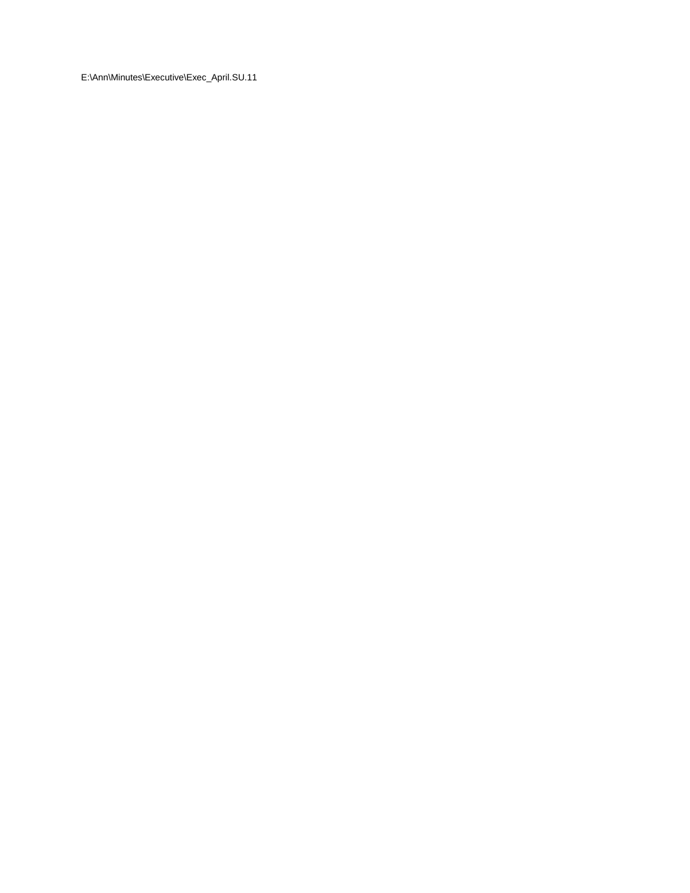E:\Ann\Minutes\Executive\Exec_April.SU.11